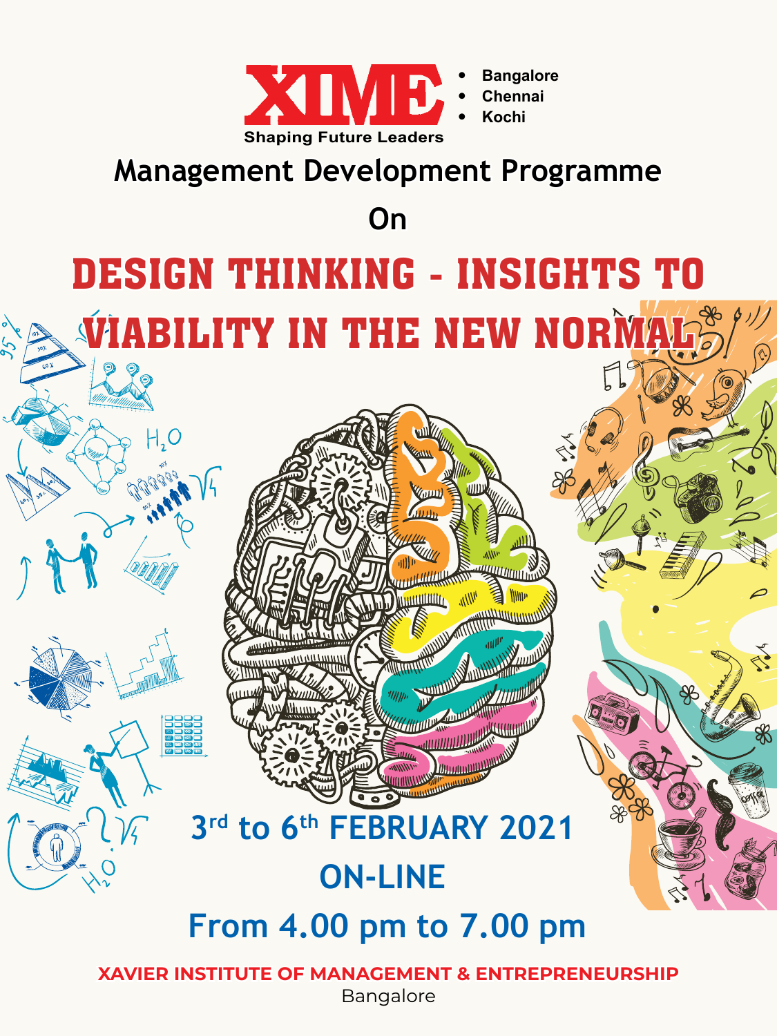XIME

- Bangalore
- Chennai
- Kochi

Shaping Future Leaders

## Management Development Programme

## On

# DESIGN THINKING - INSIGHTS TO VIABILITY IN THE NEW NORMAL

**3rd to 6th FEBRUARY 2021**

**ON-LINE**

**From 4.00 pm to 7.00 pm**

**XAVIER INSTITUTE OF MANAGEMENT & ENTREPRENEURSHIP**

Bangalore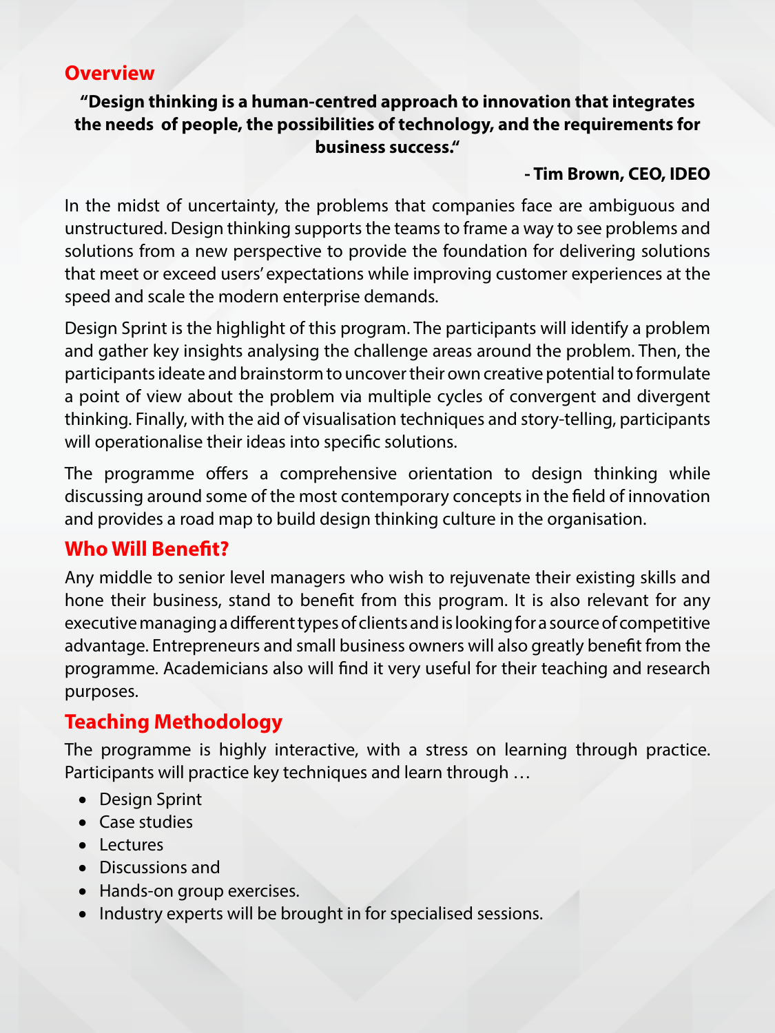## Overview

**"Design thinking is a human-centred approach to innovation that integrates the needs of people, the possibilities of technology, and the requirements for business success."**

**- Tim Brown, CEO, IDEO**

In the midst of uncertainty, the problems that companies face are ambiguous and unstructured. Design thinking supports the teams to frame a way to see problems and solutions from a new perspective to provide the foundation for delivering solutions that meet or exceed users' expectations while improving customer experiences at the speed and scale the modern enterprise demands.

Design Sprint is the highlight of this program. The participants will identify a problem and gather key insights analysing the challenge areas around the problem. Then, the participants ideate and brainstorm to uncover their own creative potential to formulate a point of view about the problem via multiple cycles of convergent and divergent thinking. Finally, with the aid of visualisation techniques and story-telling, participants will operationalise their ideas into specific solutions.

The programme offers a comprehensive orientation to design thinking while discussing around some of the most contemporary concepts in the field of innovation and provides a road map to build design thinking culture in the organisation.

## Who Will Benefit?

Any middle to senior level managers who wish to rejuvenate their existing skills and hone their business, stand to benefit from this program. It is also relevant for any executive managing a different types of clients and is looking for a source of competitive advantage. Entrepreneurs and small business owners will also greatly benefit from the programme. Academicians also will find it very useful for their teaching and research purposes.

## Teaching Methodology

The programme is highly interactive, with a stress on learning through practice. Participants will practice key techniques and learn through …

- Design Sprint
- Case studies
- Lectures
- Discussions and
- Hands-on group exercises.
- Industry experts will be brought in for specialised sessions.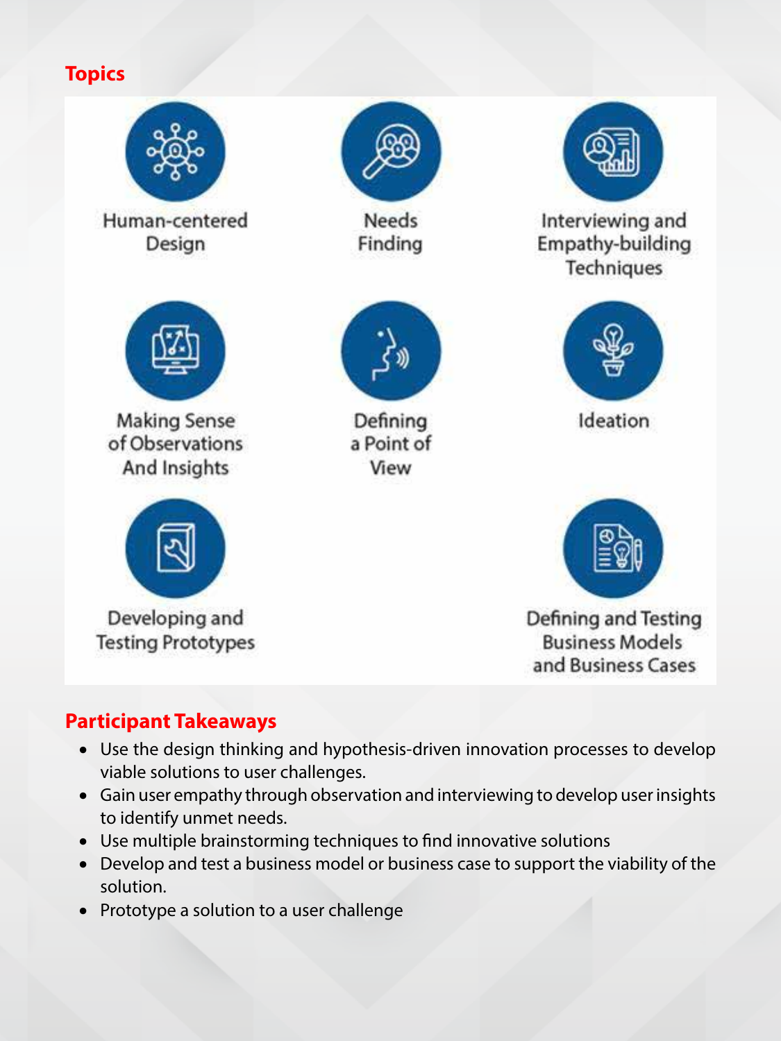## Topics

- Human-centered Design
- Needs Finding
- Interviewing and Empathy-building Techniques
- Making Sense of Observations And Insights
- Defining a Point of View
- Ideation
- Developing and Testing Prototypes
- Defining and Testing Business Models and Business Cases

## Participant Takeaways

- Use the design thinking and hypothesis-driven innovation processes to develop viable solutions to user challenges.
- Gain user empathy through observation and interviewing to develop user insights to identify unmet needs.
- Use multiple brainstorming techniques to find innovative solutions
- Develop and test a business model or business case to support the viability of the solution.
- Prototype a solution to a user challenge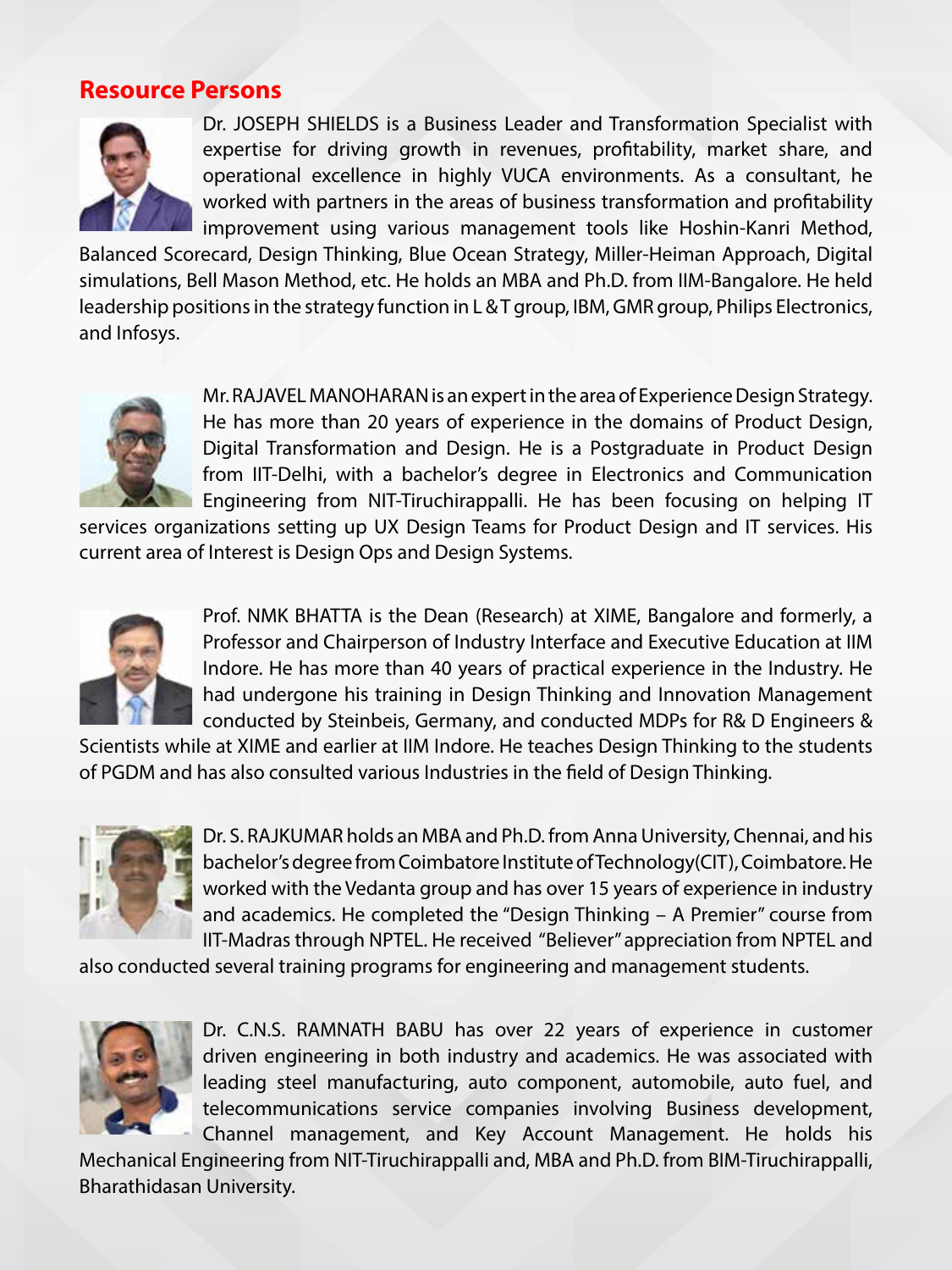## Resource Persons

Dr. JOSEPH SHIELDS is a Business Leader and Transformation Specialist with expertise for driving growth in revenues, profitability, market share, and operational excellence in highly VUCA environments. As a consultant, he worked with partners in the areas of business transformation and profitability improvement using various management tools like Hoshin-Kanri Method, Balanced Scorecard, Design Thinking, Blue Ocean Strategy, Miller-Heiman Approach, Digital simulations, Bell Mason Method, etc. He holds an MBA and Ph.D. from IIM-Bangalore. He held leadership positions in the strategy function in L & T group, IBM, GMR group, Philips Electronics, and Infosys.

Mr. RAJAVEL MANOHARAN is an expert in the area of Experience Design Strategy. He has more than 20 years of experience in the domains of Product Design, Digital Transformation and Design. He is a Postgraduate in Product Design from IIT-Delhi, with a bachelor's degree in Electronics and Communication Engineering from NIT-Tiruchirappalli. He has been focusing on helping IT services organizations setting up UX Design Teams for Product Design and IT services. His current area of Interest is Design Ops and Design Systems.

Prof. NMK BHATTA is the Dean (Research) at XIME, Bangalore and formerly, a Professor and Chairperson of Industry Interface and Executive Education at IIM Indore. He has more than 40 years of practical experience in the Industry. He had undergone his training in Design Thinking and Innovation Management conducted by Steinbeis, Germany, and conducted MDPs for R& D Engineers & Scientists while at XIME and earlier at IIM Indore. He teaches Design Thinking to the students of PGDM and has also consulted various Industries in the field of Design Thinking.

Dr. S. RAJKUMAR holds an MBA and Ph.D. from Anna University, Chennai, and his bachelor's degree from Coimbatore Institute of Technology(CIT), Coimbatore. He worked with the Vedanta group and has over 15 years of experience in industry and academics. He completed the "Design Thinking – A Premier" course from IIT-Madras through NPTEL. He received "Believer" appreciation from NPTEL and also conducted several training programs for engineering and management students.

Dr. C.N.S. RAMNATH BABU has over 22 years of experience in customer driven engineering in both industry and academics. He was associated with leading steel manufacturing, auto component, automobile, auto fuel, and telecommunications service companies involving Business development, Channel management, and Key Account Management. He holds his Mechanical Engineering from NIT-Tiruchirappalli and, MBA and Ph.D. from BIM-Tiruchirappalli, Bharathidasan University.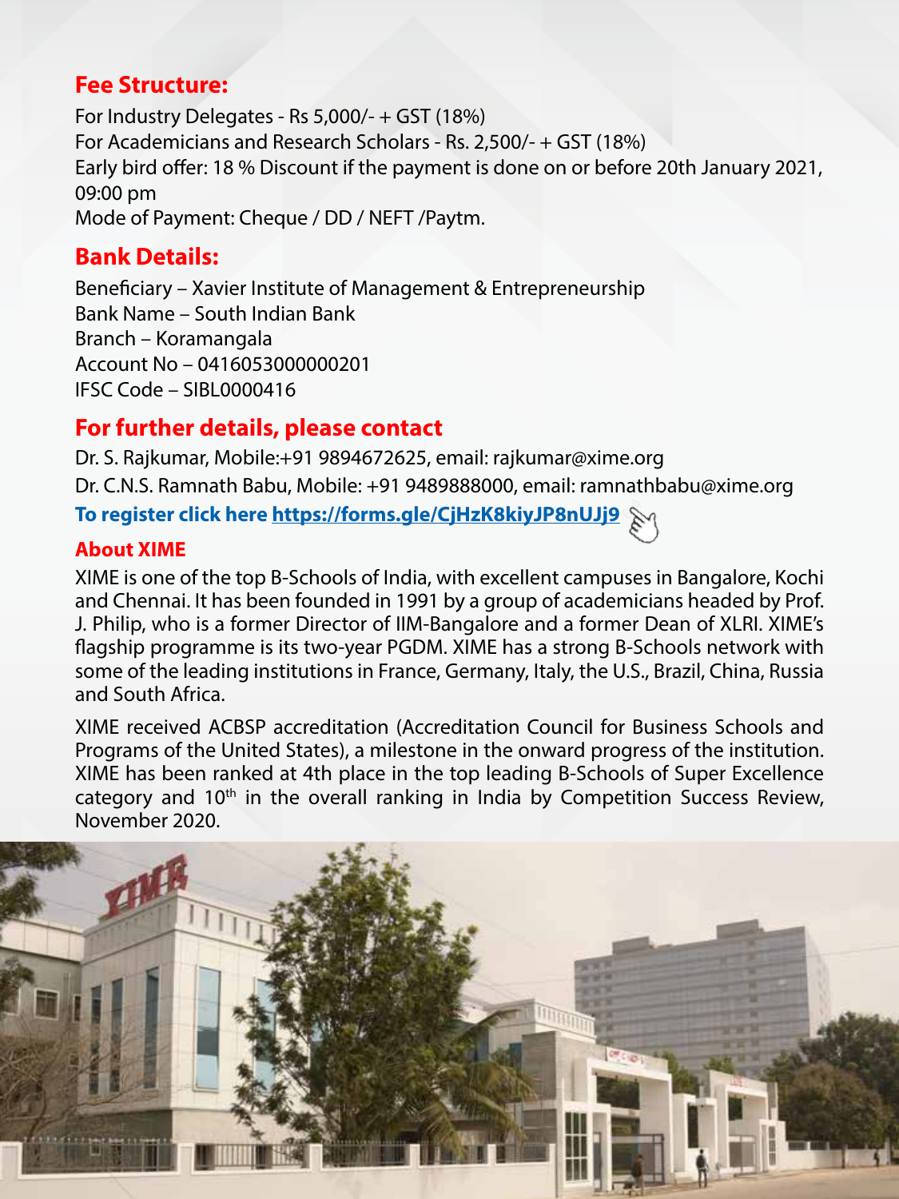## Fee Structure:

For Industry Delegates - Rs 5,000/- + GST (18%)
For Academicians and Research Scholars - Rs. 2,500/- + GST (18%)
Early bird offer: 18 % Discount if the payment is done on or before 20th January 2021, 09:00 pm
Mode of Payment: Cheque / DD / NEFT /Paytm.

## Bank Details:

Beneficiary – Xavier Institute of Management & Entrepreneurship
Bank Name – South Indian Bank
Branch – Koramangala
Account No – 0416053000000201
IFSC Code – SIBL0000416

## For further details, please contact

Dr. S. Rajkumar, Mobile:+91 9894672625, email: rajkumar@xime.org
Dr. C.N.S. Ramnath Babu, Mobile: +91 9489888000, email: ramnathbabu@xime.org

**To register click here https://forms.gle/CjHzK8kiyJP8nUJj9**

### About XIME

XIME is one of the top B-Schools of India, with excellent campuses in Bangalore, Kochi and Chennai. It has been founded in 1991 by a group of academicians headed by Prof. J. Philip, who is a former Director of IIM-Bangalore and a former Dean of XLRI. XIME's flagship programme is its two-year PGDM. XIME has a strong B-Schools network with some of the leading institutions in France, Germany, Italy, the U.S., Brazil, China, Russia and South Africa.

XIME received ACBSP accreditation (Accreditation Council for Business Schools and Programs of the United States), a milestone in the onward progress of the institution. XIME has been ranked at 4th place in the top leading B-Schools of Super Excellence category and 10th in the overall ranking in India by Competition Success Review, November 2020.